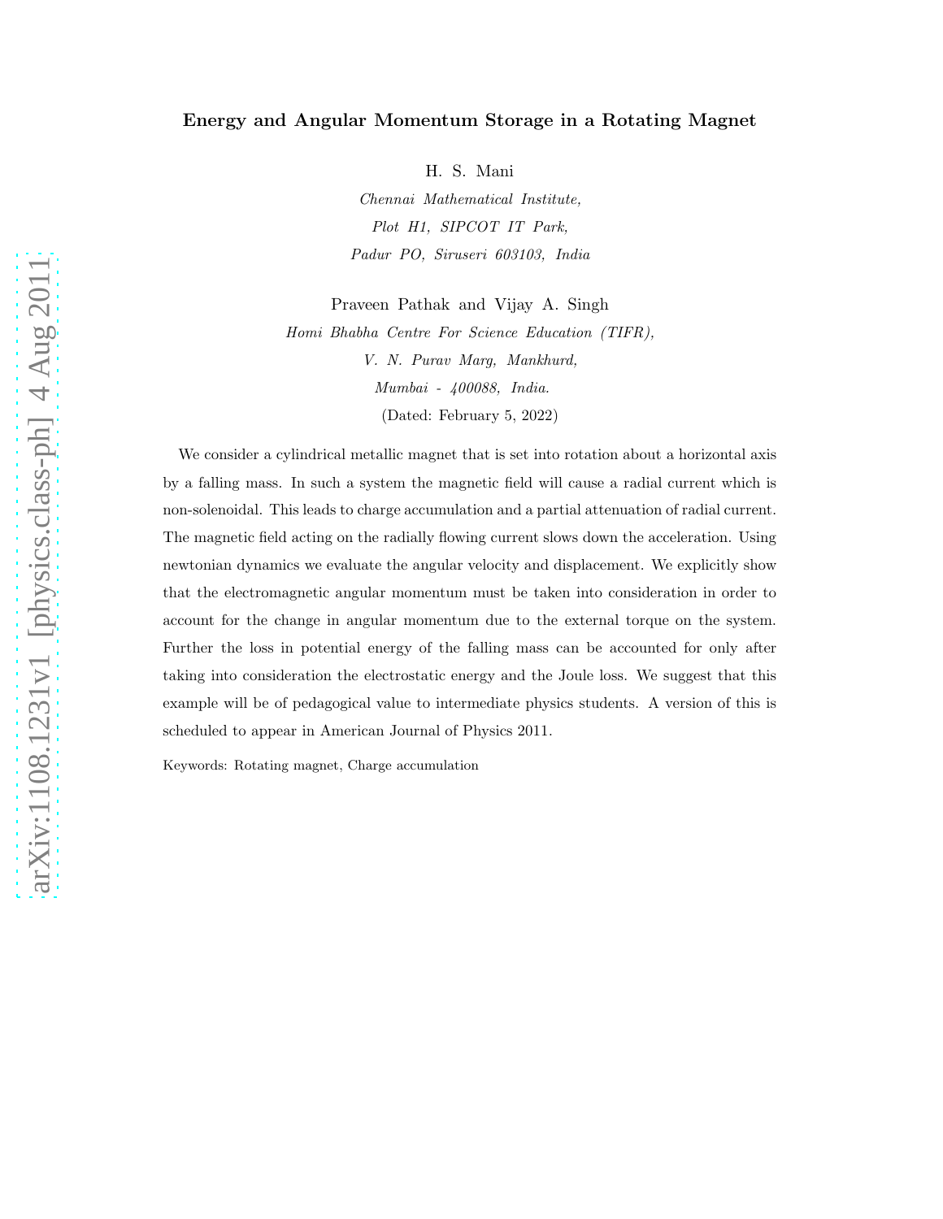# Energy and Angular Momentum Storage in a Rotating Magnet

H. S. Mani

*Chennai Mathematical Institute,*
*Plot H1, SIPCOT IT Park,*
*Padur PO, Siruseri 603103, India*

Praveen Pathak and Vijay A. Singh

*Homi Bhabha Centre For Science Education (TIFR),*
*V. N. Purav Marg, Mankhurd,*
*Mumbai - 400088, India.*

(Dated: February 5, 2022)

We consider a cylindrical metallic magnet that is set into rotation about a horizontal axis by a falling mass. In such a system the magnetic field will cause a radial current which is non-solenoidal. This leads to charge accumulation and a partial attenuation of radial current. The magnetic field acting on the radially flowing current slows down the acceleration. Using newtonian dynamics we evaluate the angular velocity and displacement. We explicitly show that the electromagnetic angular momentum must be taken into consideration in order to account for the change in angular momentum due to the external torque on the system. Further the loss in potential energy of the falling mass can be accounted for only after taking into consideration the electrostatic energy and the Joule loss. We suggest that this example will be of pedagogical value to intermediate physics students. A version of this is scheduled to appear in American Journal of Physics 2011.

Keywords: Rotating magnet, Charge accumulation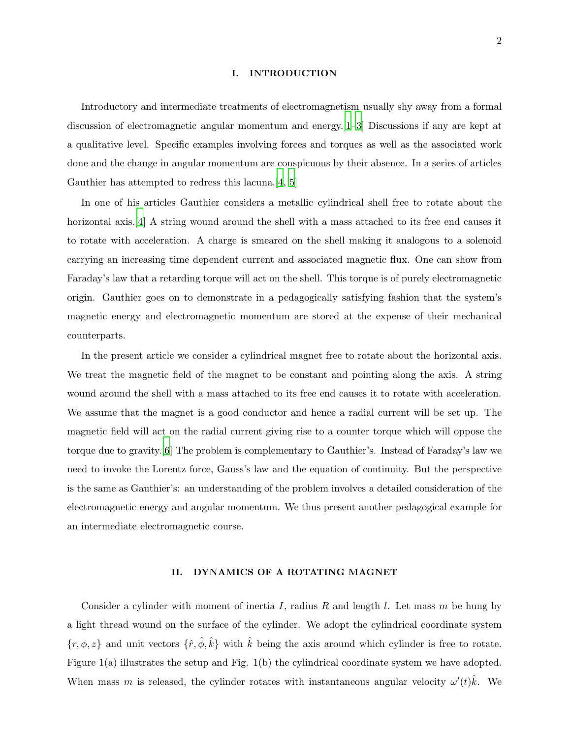## I. INTRODUCTION

Introductory and intermediate treatments of electromagnetism usually shy away from a formal discussion of electromagnetic angular momentum and energy.[1–3] Discussions if any are kept at a qualitative level. Specific examples involving forces and torques as well as the associated work done and the change in angular momentum are conspicuous by their absence. In a series of articles Gauthier has attempted to redress this lacuna.[4, 5]

In one of his articles Gauthier considers a metallic cylindrical shell free to rotate about the horizontal axis.[4] A string wound around the shell with a mass attached to its free end causes it to rotate with acceleration. A charge is smeared on the shell making it analogous to a solenoid carrying an increasing time dependent current and associated magnetic flux. One can show from Faraday's law that a retarding torque will act on the shell. This torque is of purely electromagnetic origin. Gauthier goes on to demonstrate in a pedagogically satisfying fashion that the system's magnetic energy and electromagnetic momentum are stored at the expense of their mechanical counterparts.

In the present article we consider a cylindrical magnet free to rotate about the horizontal axis. We treat the magnetic field of the magnet to be constant and pointing along the axis. A string wound around the shell with a mass attached to its free end causes it to rotate with acceleration. We assume that the magnet is a good conductor and hence a radial current will be set up. The magnetic field will act on the radial current giving rise to a counter torque which will oppose the torque due to gravity.[6] The problem is complementary to Gauthier's. Instead of Faraday's law we need to invoke the Lorentz force, Gauss's law and the equation of continuity. But the perspective is the same as Gauthier's: an understanding of the problem involves a detailed consideration of the electromagnetic energy and angular momentum. We thus present another pedagogical example for an intermediate electromagnetic course.

## II. DYNAMICS OF A ROTATING MAGNET

Consider a cylinder with moment of inertia $I$, radius $R$ and length $l$. Let mass $m$ be hung by a light thread wound on the surface of the cylinder. We adopt the cylindrical coordinate system $\{r, \phi, z\}$ and unit vectors $\{\hat{r}, \hat{\phi}, \hat{k}\}$ with $\hat{k}$ being the axis around which cylinder is free to rotate. Figure 1(a) illustrates the setup and Fig. 1(b) the cylindrical coordinate system we have adopted. When mass $m$ is released, the cylinder rotates with instantaneous angular velocity $\omega'(t)\hat{k}$. We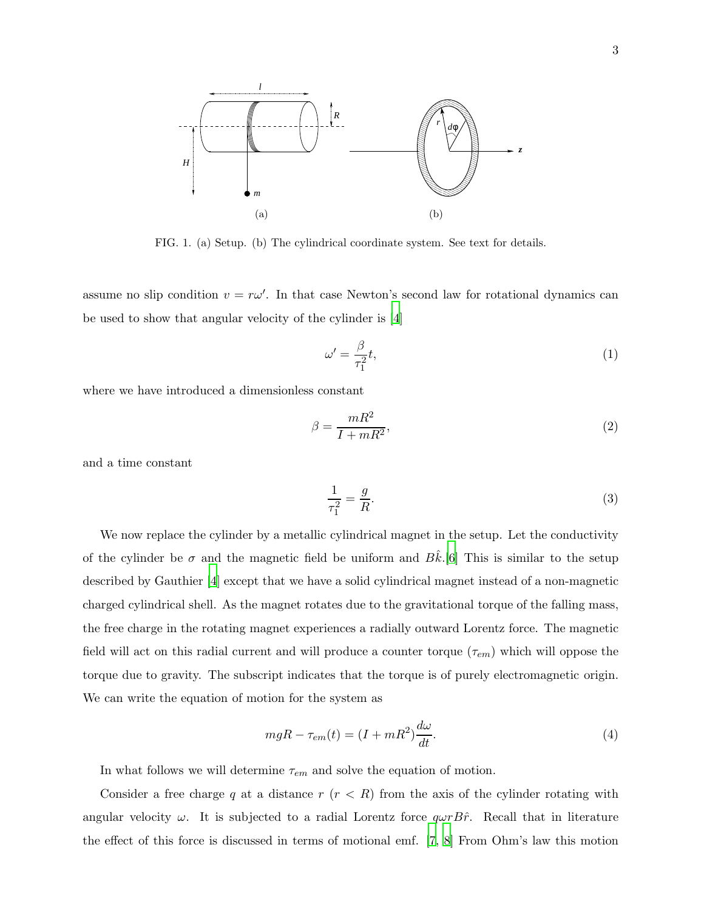FIG. 1. (a) Setup. (b) The cylindrical coordinate system. See text for details.

assume no slip condition $v = r\omega'$. In that case Newton's second law for rotational dynamics can be used to show that angular velocity of the cylinder is [4]

$$\omega' = \frac{\beta}{\tau_1^2} t, \tag{1}$$

where we have introduced a dimensionless constant

$$\beta = \frac{mR^2}{I + mR^2}, \tag{2}$$

and a time constant

$$\frac{1}{\tau_1^2} = \frac{g}{R}. \tag{3}$$

We now replace the cylinder by a metallic cylindrical magnet in the setup. Let the conductivity of the cylinder be $\sigma$ and the magnetic field be uniform and $B\hat{k}$.[6] This is similar to the setup described by Gauthier [4] except that we have a solid cylindrical magnet instead of a non-magnetic charged cylindrical shell. As the magnet rotates due to the gravitational torque of the falling mass, the free charge in the rotating magnet experiences a radially outward Lorentz force. The magnetic field will act on this radial current and will produce a counter torque ($\tau_{em}$) which will oppose the torque due to gravity. The subscript indicates that the torque is of purely electromagnetic origin. We can write the equation of motion for the system as

$$mgR - \tau_{em}(t) = (I + mR^2)\frac{d\omega}{dt}. \tag{4}$$

In what follows we will determine $\tau_{em}$ and solve the equation of motion.

Consider a free charge $q$ at a distance $r$ ($r < R$) from the axis of the cylinder rotating with angular velocity $\omega$. It is subjected to a radial Lorentz force $q\omega rB\hat{r}$. Recall that in literature the effect of this force is discussed in terms of motional emf. [7, 8] From Ohm's law this motion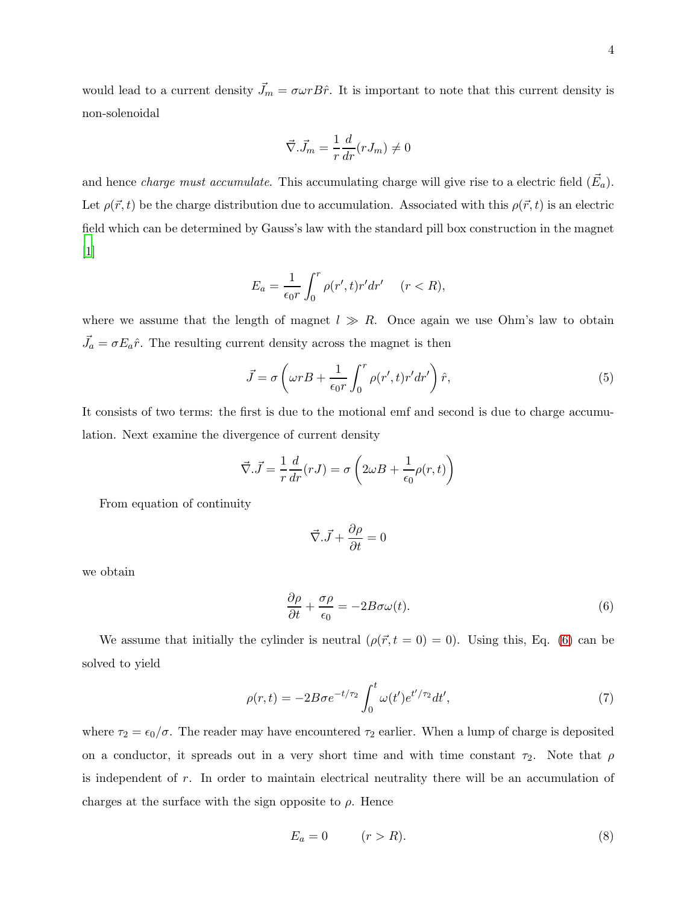would lead to a current density $\vec{J}_m = \sigma\omega r B\hat{r}$. It is important to note that this current density is non-solenoidal

$$\vec{\nabla}.\vec{J}_m = \frac{1}{r}\frac{d}{dr}(rJ_m) \neq 0$$

and hence *charge must accumulate*. This accumulating charge will give rise to a electric field ($\vec{E}_a$). Let $\rho(\vec{r}, t)$ be the charge distribution due to accumulation. Associated with this $\rho(\vec{r}, t)$ is an electric field which can be determined by Gauss's law with the standard pill box construction in the magnet [1]

$$E_a = \frac{1}{\epsilon_0 r}\int_0^r \rho(r', t)r'dr' \quad (r < R),$$

where we assume that the length of magnet $l \gg R$. Once again we use Ohm's law to obtain $\vec{J}_a = \sigma E_a\hat{r}$. The resulting current density across the magnet is then

$$\vec{J} = \sigma\left(\omega r B + \frac{1}{\epsilon_0 r}\int_0^r \rho(r', t)r'dr'\right)\hat{r}, \tag{5}$$

It consists of two terms: the first is due to the motional emf and second is due to charge accumulation. Next examine the divergence of current density

$$\vec{\nabla}.\vec{J} = \frac{1}{r}\frac{d}{dr}(rJ) = \sigma\left(2\omega B + \frac{1}{\epsilon_0}\rho(r, t)\right)$$

From equation of continuity

$$\vec{\nabla}.\vec{J} + \frac{\partial\rho}{\partial t} = 0$$

we obtain

$$\frac{\partial\rho}{\partial t} + \frac{\sigma\rho}{\epsilon_0} = -2B\sigma\omega(t). \tag{6}$$

We assume that initially the cylinder is neutral ($\rho(\vec{r}, t = 0) = 0$). Using this, Eq. (6) can be solved to yield

$$\rho(r, t) = -2B\sigma e^{-t/\tau_2}\int_0^t \omega(t')e^{t'/\tau_2}dt', \tag{7}$$

where $\tau_2 = \epsilon_0/\sigma$. The reader may have encountered $\tau_2$ earlier. When a lump of charge is deposited on a conductor, it spreads out in a very short time and with time constant $\tau_2$. Note that $\rho$ is independent of $r$. In order to maintain electrical neutrality there will be an accumulation of charges at the surface with the sign opposite to $\rho$. Hence

$$E_a = 0 \qquad (r > R). \tag{8}$$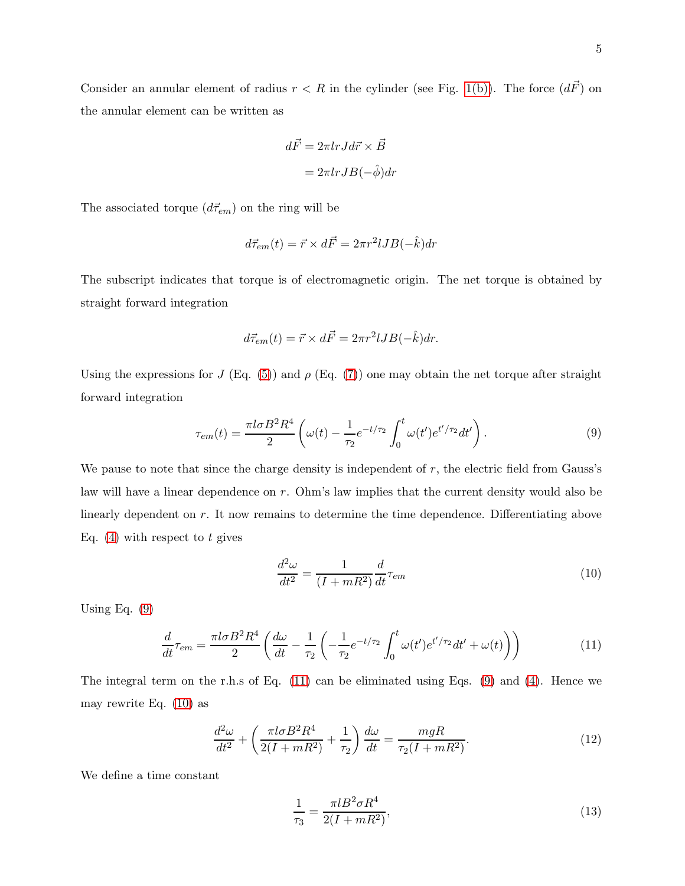Consider an annular element of radius $r < R$ in the cylinder (see Fig. 1(b)). The force ($d\vec{F}$) on the annular element can be written as

$$
\begin{aligned}
d\vec{F} &= 2\pi lrJd\vec{r} \times \vec{B} \\
&= 2\pi lrJB(-\hat{\phi})dr
\end{aligned}
$$

The associated torque ($d\vec{\tau}_{em}$) on the ring will be

$$
d\vec{\tau}_{em}(t) = \vec{r} \times d\vec{F} = 2\pi r^2 lJB(-\hat{k})dr
$$

The subscript indicates that torque is of electromagnetic origin. The net torque is obtained by straight forward integration

$$
d\vec{\tau}_{em}(t) = \vec{r} \times d\vec{F} = 2\pi r^2 lJB(-\hat{k})dr.
$$

Using the expressions for $J$ (Eq. (5)) and $\rho$ (Eq. (7)) one may obtain the net torque after straight forward integration

$$
\tau_{em}(t) = \frac{\pi l \sigma B^2 R^4}{2} \left( \omega(t) - \frac{1}{\tau_2} e^{-t/\tau_2} \int_0^t \omega(t') e^{t'/\tau_2} dt' \right). \tag{9}
$$

We pause to note that since the charge density is independent of $r$, the electric field from Gauss's law will have a linear dependence on $r$. Ohm's law implies that the current density would also be linearly dependent on $r$. It now remains to determine the time dependence. Differentiating above Eq. (4) with respect to $t$ gives

$$
\frac{d^2\omega}{dt^2} = \frac{1}{(I + mR^2)} \frac{d}{dt} \tau_{em} \tag{10}
$$

Using Eq. (9)

$$
\frac{d}{dt}\tau_{em} = \frac{\pi l \sigma B^2 R^4}{2} \left( \frac{d\omega}{dt} - \frac{1}{\tau_2} \left( -\frac{1}{\tau_2} e^{-t/\tau_2} \int_0^t \omega(t') e^{t'/\tau_2} dt' + \omega(t) \right) \right) \tag{11}
$$

The integral term on the r.h.s of Eq. (11) can be eliminated using Eqs. (9) and (4). Hence we may rewrite Eq. (10) as

$$
\frac{d^2\omega}{dt^2} + \left( \frac{\pi l \sigma B^2 R^4}{2(I + mR^2)} + \frac{1}{\tau_2} \right) \frac{d\omega}{dt} = \frac{mgR}{\tau_2 (I + mR^2)}. \tag{12}
$$

We define a time constant

$$
\frac{1}{\tau_3} = \frac{\pi l B^2 \sigma R^4}{2(I + mR^2)}, \tag{13}
$$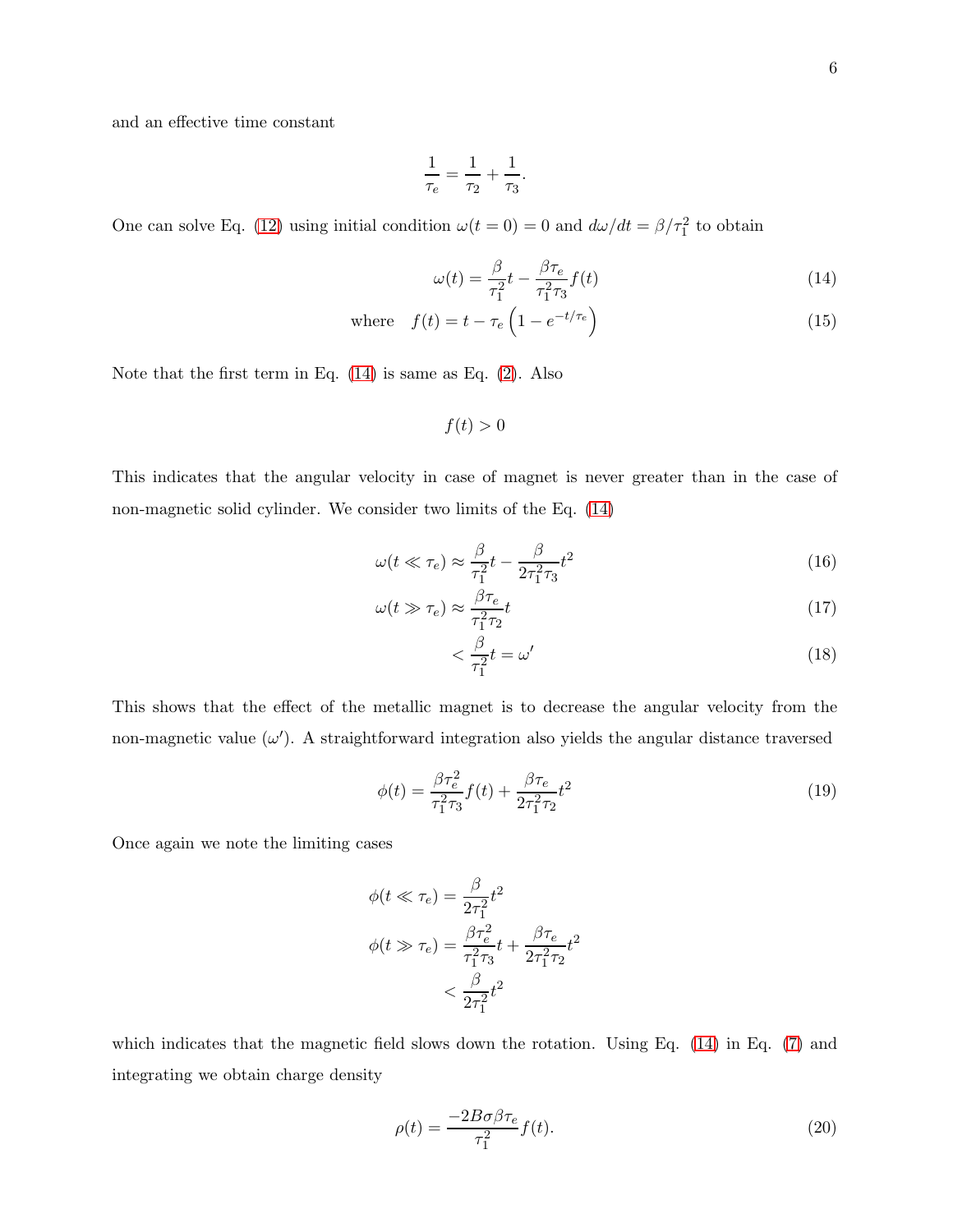and an effective time constant

$$\frac{1}{\tau_e} = \frac{1}{\tau_2} + \frac{1}{\tau_3}.$$

One can solve Eq. (12) using initial condition $\omega(t = 0) = 0$ and $d\omega/dt = \beta/\tau_1^2$ to obtain

$$\omega(t) = \frac{\beta}{\tau_1^2} t - \frac{\beta \tau_e}{\tau_1^2 \tau_3} f(t) \tag{14}$$

$$\text{where} \quad f(t) = t - \tau_e \left(1 - e^{-t/\tau_e}\right) \tag{15}$$

Note that the first term in Eq. (14) is same as Eq. (2). Also

$$f(t) > 0$$

This indicates that the angular velocity in case of magnet is never greater than in the case of non-magnetic solid cylinder. We consider two limits of the Eq. (14)

$$\omega(t \ll \tau_e) \approx \frac{\beta}{\tau_1^2} t - \frac{\beta}{2\tau_1^2 \tau_3} t^2 \tag{16}$$

$$\omega(t \gg \tau_e) \approx \frac{\beta \tau_e}{\tau_1^2 \tau_2} t \tag{17}$$

$$< \frac{\beta}{\tau_1^2} t = \omega' \tag{18}$$

This shows that the effect of the metallic magnet is to decrease the angular velocity from the non-magnetic value ($\omega'$). A straightforward integration also yields the angular distance traversed

$$\phi(t) = \frac{\beta \tau_e^2}{\tau_1^2 \tau_3} f(t) + \frac{\beta \tau_e}{2\tau_1^2 \tau_2} t^2 \tag{19}$$

Once again we note the limiting cases

$$\phi(t \ll \tau_e) = \frac{\beta}{2\tau_1^2} t^2$$

$$\phi(t \gg \tau_e) = \frac{\beta \tau_e^2}{\tau_1^2 \tau_3} t + \frac{\beta \tau_e}{2\tau_1^2 \tau_2} t^2$$

$$< \frac{\beta}{2\tau_1^2} t^2$$

which indicates that the magnetic field slows down the rotation. Using Eq. (14) in Eq. (7) and integrating we obtain charge density

$$\rho(t) = \frac{-2B\sigma\beta\tau_e}{\tau_1^2} f(t). \tag{20}$$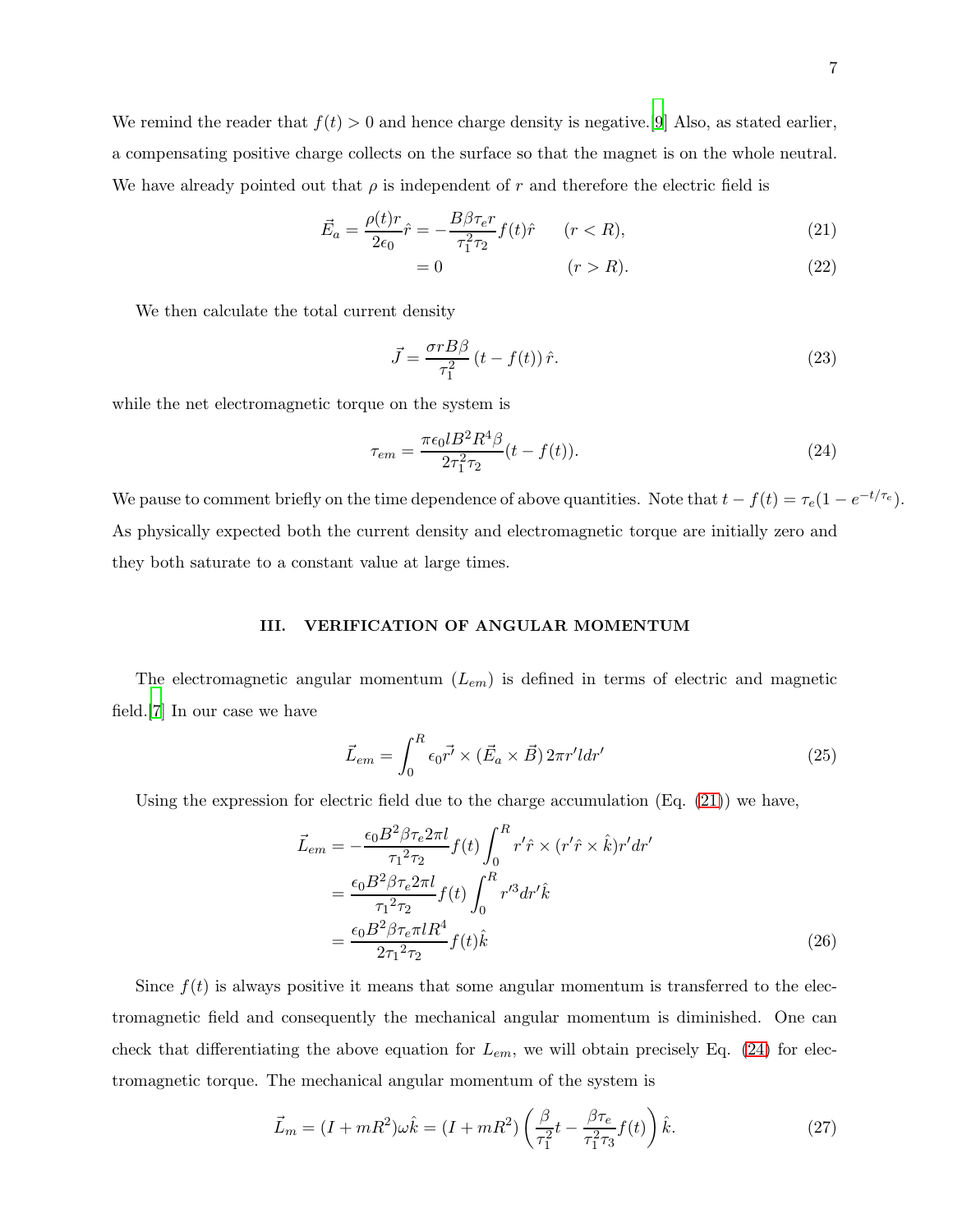We remind the reader that $f(t) > 0$ and hence charge density is negative.[9] Also, as stated earlier, a compensating positive charge collects on the surface so that the magnet is on the whole neutral. We have already pointed out that $\rho$ is independent of $r$ and therefore the electric field is

$$\vec{E}_a = \frac{\rho(t) r}{2\epsilon_0}\hat{r} = -\frac{B\beta\tau_e r}{\tau_1^2\tau_2} f(t)\hat{r} \qquad (r < R), \tag{21}$$

$$= 0 \qquad (r > R). \tag{22}$$

We then calculate the total current density

$$\vec{J} = \frac{\sigma r B\beta}{\tau_1^2}\left(t - f(t)\right)\hat{r}. \tag{23}$$

while the net electromagnetic torque on the system is

$$\tau_{em} = \frac{\pi\epsilon_0 l B^2 R^4 \beta}{2\tau_1^2\tau_2}(t - f(t)). \tag{24}$$

We pause to comment briefly on the time dependence of above quantities. Note that $t - f(t) = \tau_e(1 - e^{-t/\tau_e})$. As physically expected both the current density and electromagnetic torque are initially zero and they both saturate to a constant value at large times.

## III. VERIFICATION OF ANGULAR MOMENTUM

The electromagnetic angular momentum ($L_{em}$) is defined in terms of electric and magnetic field.[7] In our case we have

$$\vec{L}_{em} = \int_0^R \epsilon_0 \vec{r'} \times (\vec{E}_a \times \vec{B})\, 2\pi r' l dr' \tag{25}$$

Using the expression for electric field due to the charge accumulation (Eq. (21)) we have,

$$\begin{aligned}
\vec{L}_{em} &= -\frac{\epsilon_0 B^2 \beta\tau_e 2\pi l}{{\tau_1}^2\tau_2} f(t)\int_0^R r'\hat{r} \times (r'\hat{r} \times \hat{k}) r' dr' \\
&= \frac{\epsilon_0 B^2 \beta\tau_e 2\pi l}{{\tau_1}^2\tau_2} f(t)\int_0^R r'^3 dr' \hat{k} \\
&= \frac{\epsilon_0 B^2 \beta\tau_e \pi l R^4}{2{\tau_1}^2\tau_2} f(t)\hat{k}
\end{aligned} \tag{26}$$

Since $f(t)$ is always positive it means that some angular momentum is transferred to the electromagnetic field and consequently the mechanical angular momentum is diminished. One can check that differentiating the above equation for $L_{em}$, we will obtain precisely Eq. (24) for electromagnetic torque. The mechanical angular momentum of the system is

$$\vec{L}_m = (I + mR^2)\omega\hat{k} = (I + mR^2)\left(\frac{\beta}{\tau_1^2}t - \frac{\beta\tau_e}{\tau_1^2\tau_3}f(t)\right)\hat{k}. \tag{27}$$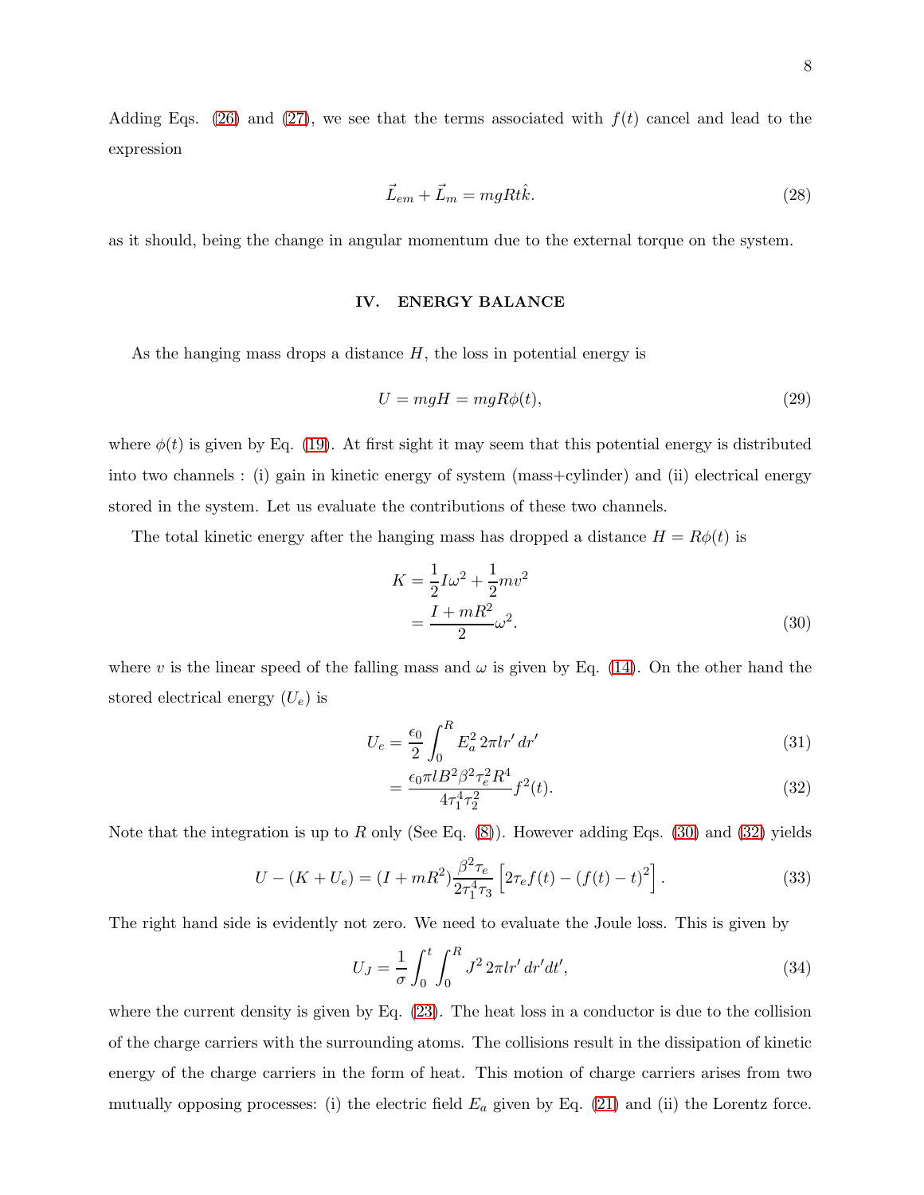Adding Eqs. (26) and (27), we see that the terms associated with $f(t)$ cancel and lead to the expression

$$\vec{L}_{em} + \vec{L}_m = mgRt\hat{k}. \tag{28}$$

as it should, being the change in angular momentum due to the external torque on the system.

## IV. ENERGY BALANCE

As the hanging mass drops a distance $H$, the loss in potential energy is

$$U = mgH = mgR\phi(t), \tag{29}$$

where $\phi(t)$ is given by Eq. (19). At first sight it may seem that this potential energy is distributed into two channels : (i) gain in kinetic energy of system (mass+cylinder) and (ii) electrical energy stored in the system. Let us evaluate the contributions of these two channels.

The total kinetic energy after the hanging mass has dropped a distance $H = R\phi(t)$ is

$$\begin{aligned} K &= \frac{1}{2}I\omega^2 + \frac{1}{2}mv^2 \\ &= \frac{I + mR^2}{2}\omega^2. \end{aligned} \tag{30}$$

where $v$ is the linear speed of the falling mass and $\omega$ is given by Eq. (14). On the other hand the stored electrical energy ($U_e$) is

$$U_e = \frac{\epsilon_0}{2}\int_0^R E_a^2\, 2\pi l r'\, dr' \tag{31}$$

$$= \frac{\epsilon_0 \pi l B^2 \beta^2 \tau_e^2 R^4}{4\tau_1^4 \tau_2^2} f^2(t). \tag{32}$$

Note that the integration is up to $R$ only (See Eq. (8)). However adding Eqs. (30) and (32) yields

$$U - (K + U_e) = (I + mR^2)\frac{\beta^2 \tau_e}{2\tau_1^4 \tau_3}\left[2\tau_e f(t) - (f(t) - t)^2\right]. \tag{33}$$

The right hand side is evidently not zero. We need to evaluate the Joule loss. This is given by

$$U_J = \frac{1}{\sigma}\int_0^t \int_0^R J^2\, 2\pi l r'\, dr' dt', \tag{34}$$

where the current density is given by Eq. (23). The heat loss in a conductor is due to the collision of the charge carriers with the surrounding atoms. The collisions result in the dissipation of kinetic energy of the charge carriers in the form of heat. This motion of charge carriers arises from two mutually opposing processes: (i) the electric field $E_a$ given by Eq. (21) and (ii) the Lorentz force.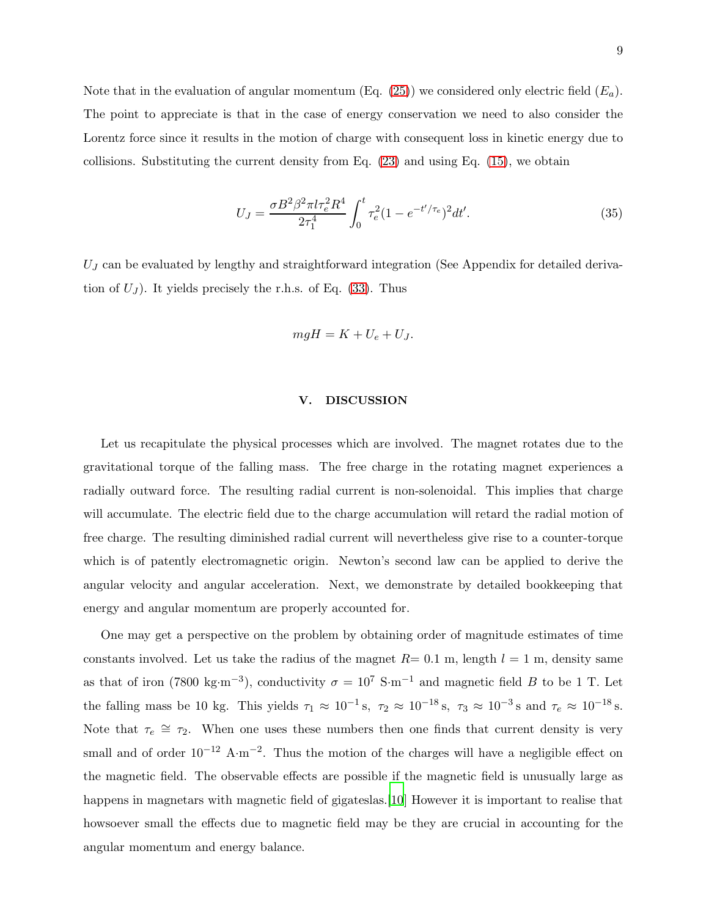Note that in the evaluation of angular momentum (Eq. (25)) we considered only electric field ($E_a$). The point to appreciate is that in the case of energy conservation we need to also consider the Lorentz force since it results in the motion of charge with consequent loss in kinetic energy due to collisions. Substituting the current density from Eq. (23) and using Eq. (15), we obtain

$$U_J = \frac{\sigma B^2 \beta^2 \pi l \tau_e^2 R^4}{2\tau_1^4} \int_0^t \tau_e^2 (1 - e^{-t'/\tau_e})^2 dt'. \tag{35}$$

$U_J$ can be evaluated by lengthy and straightforward integration (See Appendix for detailed derivation of $U_J$). It yields precisely the r.h.s. of Eq. (33). Thus

$$mgH = K + U_e + U_J.$$

## V. DISCUSSION

Let us recapitulate the physical processes which are involved. The magnet rotates due to the gravitational torque of the falling mass. The free charge in the rotating magnet experiences a radially outward force. The resulting radial current is non-solenoidal. This implies that charge will accumulate. The electric field due to the charge accumulation will retard the radial motion of free charge. The resulting diminished radial current will nevertheless give rise to a counter-torque which is of patently electromagnetic origin. Newton's second law can be applied to derive the angular velocity and angular acceleration. Next, we demonstrate by detailed bookkeeping that energy and angular momentum are properly accounted for.

One may get a perspective on the problem by obtaining order of magnitude estimates of time constants involved. Let us take the radius of the magnet $R$= 0.1 m, length $l$ = 1 m, density same as that of iron (7800 kg$\cdot$m$^{-3}$), conductivity $\sigma = 10^7$ S$\cdot$m$^{-1}$ and magnetic field $B$ to be 1 T. Let the falling mass be 10 kg. This yields $\tau_1 \approx 10^{-1}$ s, $\tau_2 \approx 10^{-18}$ s, $\tau_3 \approx 10^{-3}$ s and $\tau_e \approx 10^{-18}$ s. Note that $\tau_e \cong \tau_2$. When one uses these numbers then one finds that current density is very small and of order $10^{-12}$ A$\cdot$m$^{-2}$. Thus the motion of the charges will have a negligible effect on the magnetic field. The observable effects are possible if the magnetic field is unusually large as happens in magnetars with magnetic field of gigateslas.[10] However it is important to realise that howsoever small the effects due to magnetic field may be they are crucial in accounting for the angular momentum and energy balance.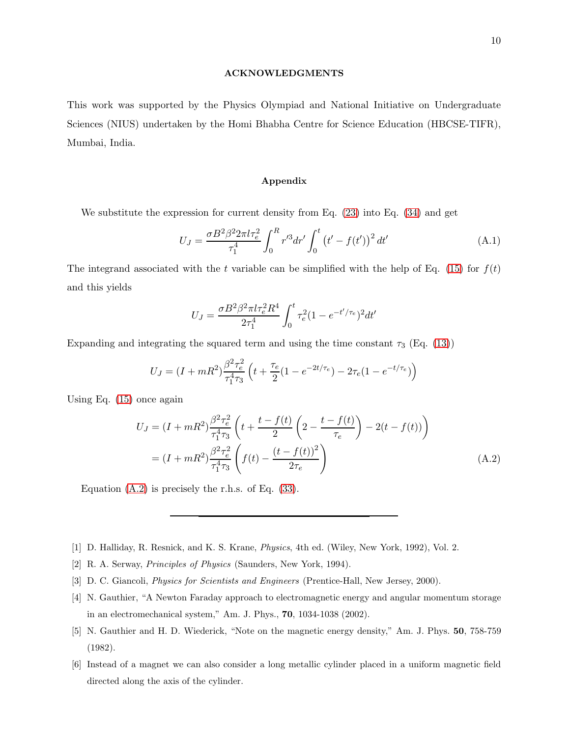## ACKNOWLEDGMENTS

This work was supported by the Physics Olympiad and National Initiative on Undergraduate Sciences (NIUS) undertaken by the Homi Bhabha Centre for Science Education (HBCSE-TIFR), Mumbai, India.

## Appendix

We substitute the expression for current density from Eq. (23) into Eq. (34) and get

$$U_J = \frac{\sigma B^2 \beta^2 2\pi l \tau_e^2}{\tau_1^4} \int_0^R r'^3 dr' \int_0^t \left(t' - f(t')\right)^2 dt' \tag{A.1}$$

The integrand associated with the $t$ variable can be simplified with the help of Eq. (15) for $f(t)$ and this yields

$$U_J = \frac{\sigma B^2 \beta^2 \pi l \tau_e^2 R^4}{2\tau_1^4} \int_0^t \tau_e^2 (1 - e^{-t'/\tau_e})^2 dt'$$

Expanding and integrating the squared term and using the time constant $\tau_3$ (Eq. (13))

$$U_J = (I + mR^2) \frac{\beta^2 \tau_e^2}{\tau_1^4 \tau_3} \left( t + \frac{\tau_e}{2}(1 - e^{-2t/\tau_e}) - 2\tau_e (1 - e^{-t/\tau_e}) \right)$$

Using Eq. (15) once again

$$\begin{aligned} U_J &= (I + mR^2) \frac{\beta^2 \tau_e^2}{\tau_1^4 \tau_3} \left( t + \frac{t - f(t)}{2} \left( 2 - \frac{t - f(t)}{\tau_e} \right) - 2(t - f(t)) \right) \\ &= (I + mR^2) \frac{\beta^2 \tau_e^2}{\tau_1^4 \tau_3} \left( f(t) - \frac{(t - f(t))^2}{2\tau_e} \right) \end{aligned} \tag{A.2}$$

Equation (A.2) is precisely the r.h.s. of Eq. (33).

---

[1] D. Halliday, R. Resnick, and K. S. Krane, *Physics*, 4th ed. (Wiley, New York, 1992), Vol. 2.

[2] R. A. Serway, *Principles of Physics* (Saunders, New York, 1994).

[3] D. C. Giancoli, *Physics for Scientists and Engineers* (Prentice-Hall, New Jersey, 2000).

[4] N. Gauthier, "A Newton Faraday approach to electromagnetic energy and angular momentum storage in an electromechanical system," Am. J. Phys., **70**, 1034-1038 (2002).

[5] N. Gauthier and H. D. Wiederick, "Note on the magnetic energy density," Am. J. Phys. **50**, 758-759 (1982).

[6] Instead of a magnet we can also consider a long metallic cylinder placed in a uniform magnetic field directed along the axis of the cylinder.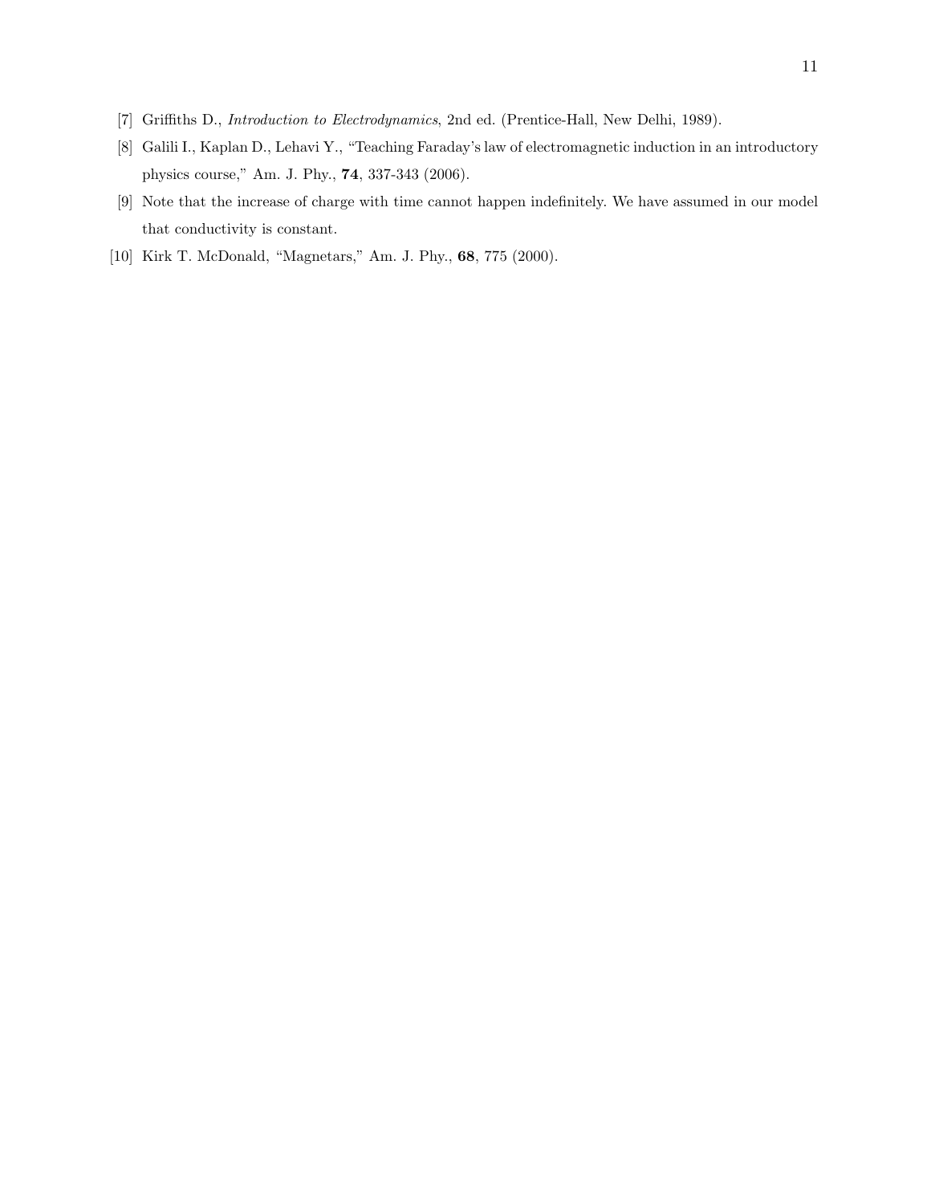[7] Griffiths D., *Introduction to Electrodynamics*, 2nd ed. (Prentice-Hall, New Delhi, 1989).

[8] Galili I., Kaplan D., Lehavi Y., "Teaching Faraday's law of electromagnetic induction in an introductory physics course," Am. J. Phy., **74**, 337-343 (2006).

[9] Note that the increase of charge with time cannot happen indefinitely. We have assumed in our model that conductivity is constant.

[10] Kirk T. McDonald, "Magnetars," Am. J. Phy., **68**, 775 (2000).